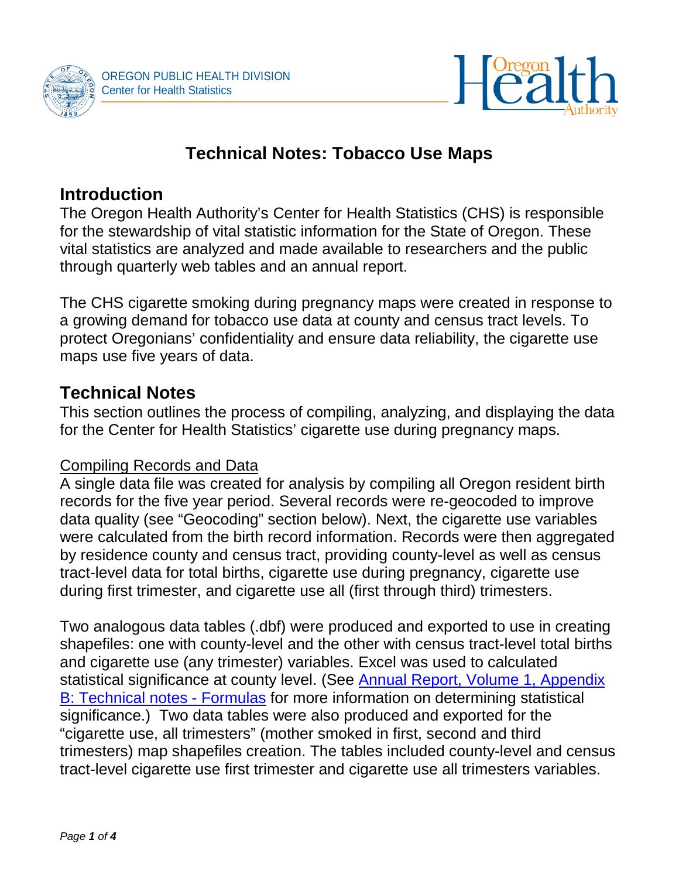OREGON PUBLIC HEALTH DIVISION
Center for Health Statistics

# Technical Notes: Tobacco Use Maps

## Introduction

The Oregon Health Authority's Center for Health Statistics (CHS) is responsible for the stewardship of vital statistic information for the State of Oregon. These vital statistics are analyzed and made available to researchers and the public through quarterly web tables and an annual report.

The CHS cigarette smoking during pregnancy maps were created in response to a growing demand for tobacco use data at county and census tract levels. To protect Oregonians' confidentiality and ensure data reliability, the cigarette use maps use five years of data.

## Technical Notes

This section outlines the process of compiling, analyzing, and displaying the data for the Center for Health Statistics' cigarette use during pregnancy maps.

### Compiling Records and Data

A single data file was created for analysis by compiling all Oregon resident birth records for the five year period. Several records were re-geocoded to improve data quality (see "Geocoding" section below). Next, the cigarette use variables were calculated from the birth record information. Records were then aggregated by residence county and census tract, providing county-level as well as census tract-level data for total births, cigarette use during pregnancy, cigarette use during first trimester, and cigarette use all (first through third) trimesters.

Two analogous data tables (.dbf) were produced and exported to use in creating shapefiles: one with county-level and the other with census tract-level total births and cigarette use (any trimester) variables. Excel was used to calculated statistical significance at county level. (See [Annual Report, Volume 1, Appendix B: Technical notes - Formulas] for more information on determining statistical significance.) Two data tables were also produced and exported for the "cigarette use, all trimesters" (mother smoked in first, second and third trimesters) map shapefiles creation. The tables included county-level and census tract-level cigarette use first trimester and cigarette use all trimesters variables.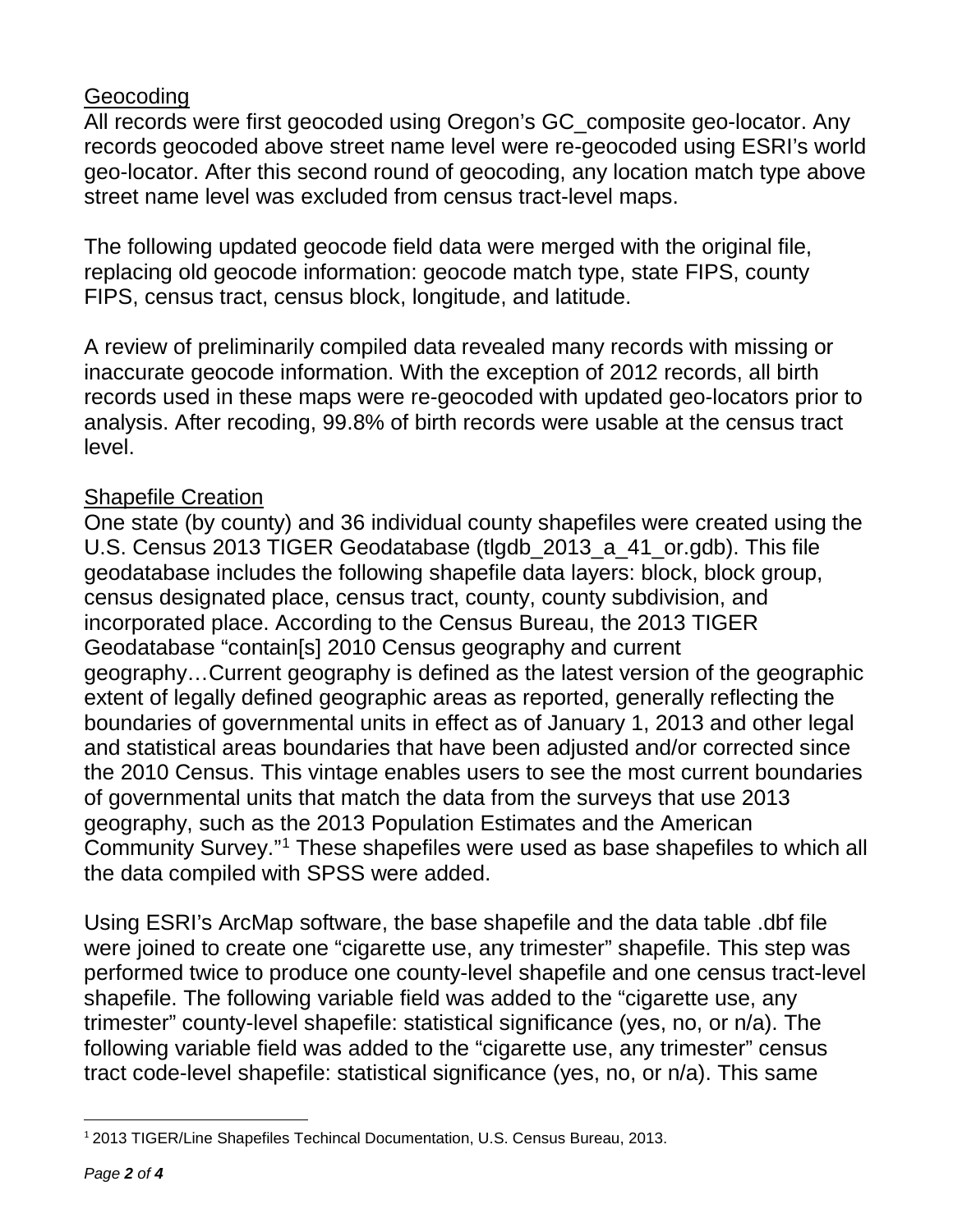## Geocoding

All records were first geocoded using Oregon's GC_composite geo-locator. Any records geocoded above street name level were re-geocoded using ESRI's world geo-locator. After this second round of geocoding, any location match type above street name level was excluded from census tract-level maps.

The following updated geocode field data were merged with the original file, replacing old geocode information: geocode match type, state FIPS, county FIPS, census tract, census block, longitude, and latitude.

A review of preliminarily compiled data revealed many records with missing or inaccurate geocode information. With the exception of 2012 records, all birth records used in these maps were re-geocoded with updated geo-locators prior to analysis. After recoding, 99.8% of birth records were usable at the census tract level.

## Shapefile Creation

One state (by county) and 36 individual county shapefiles were created using the U.S. Census 2013 TIGER Geodatabase (tlgdb_2013_a_41_or.gdb). This file geodatabase includes the following shapefile data layers: block, block group, census designated place, census tract, county, county subdivision, and incorporated place. According to the Census Bureau, the 2013 TIGER Geodatabase "contain[s] 2010 Census geography and current geography…Current geography is defined as the latest version of the geographic extent of legally defined geographic areas as reported, generally reflecting the boundaries of governmental units in effect as of January 1, 2013 and other legal and statistical areas boundaries that have been adjusted and/or corrected since the 2010 Census. This vintage enables users to see the most current boundaries of governmental units that match the data from the surveys that use 2013 geography, such as the 2013 Population Estimates and the American Community Survey."[1] These shapefiles were used as base shapefiles to which all the data compiled with SPSS were added.

Using ESRI's ArcMap software, the base shapefile and the data table .dbf file were joined to create one "cigarette use, any trimester" shapefile. This step was performed twice to produce one county-level shapefile and one census tract-level shapefile. The following variable field was added to the "cigarette use, any trimester" county-level shapefile: statistical significance (yes, no, or n/a). The following variable field was added to the "cigarette use, any trimester" census tract code-level shapefile: statistical significance (yes, no, or n/a). This same

[1] 2013 TIGER/Line Shapefiles Techincal Documentation, U.S. Census Bureau, 2013.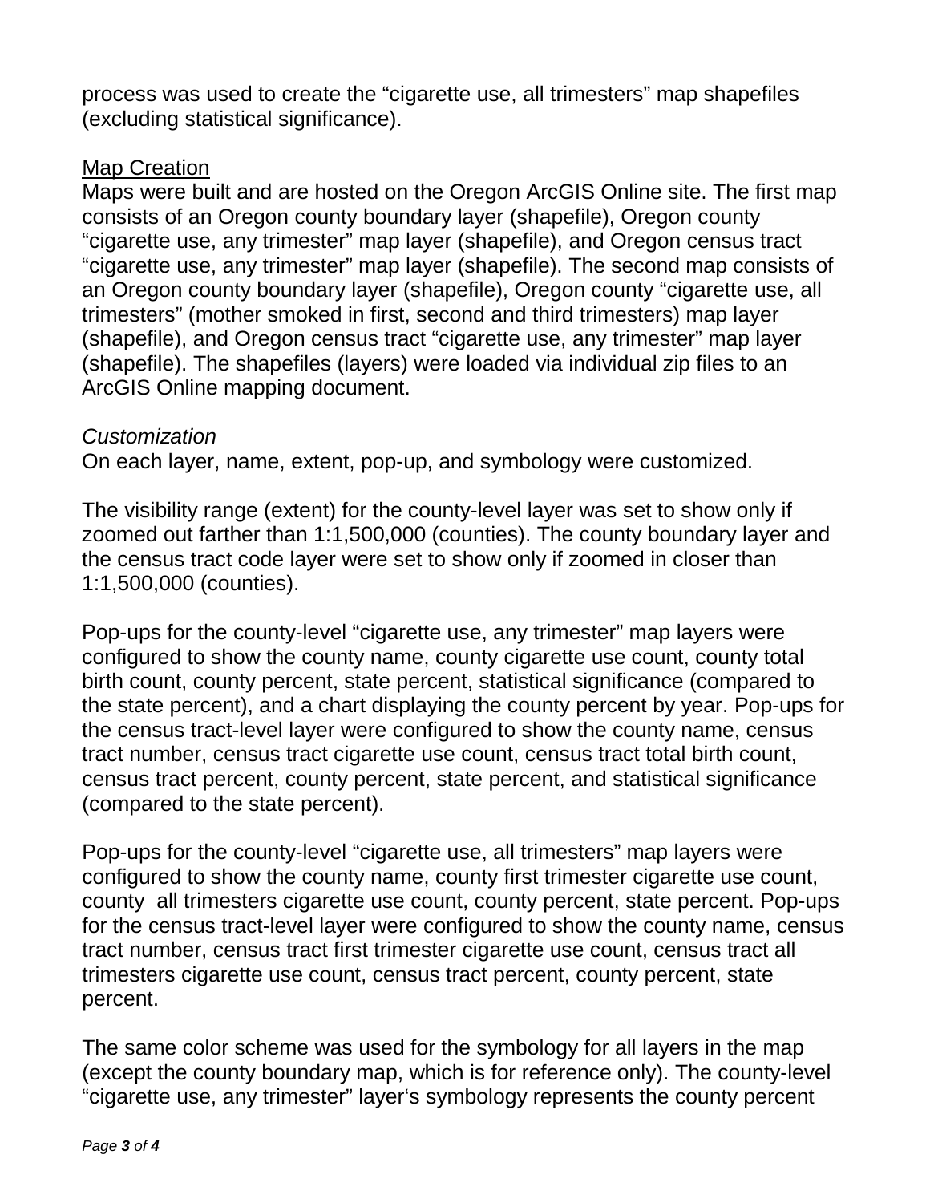process was used to create the “cigarette use, all trimesters” map shapefiles (excluding statistical significance).

<u>Map Creation</u>

Maps were built and are hosted on the Oregon ArcGIS Online site. The first map consists of an Oregon county boundary layer (shapefile), Oregon county “cigarette use, any trimester” map layer (shapefile), and Oregon census tract “cigarette use, any trimester” map layer (shapefile). The second map consists of an Oregon county boundary layer (shapefile), Oregon county “cigarette use, all trimesters” (mother smoked in first, second and third trimesters) map layer (shapefile), and Oregon census tract “cigarette use, any trimester” map layer (shapefile). The shapefiles (layers) were loaded via individual zip files to an ArcGIS Online mapping document.

*Customization*

On each layer, name, extent, pop-up, and symbology were customized.

The visibility range (extent) for the county-level layer was set to show only if zoomed out farther than 1:1,500,000 (counties). The county boundary layer and the census tract code layer were set to show only if zoomed in closer than 1:1,500,000 (counties).

Pop-ups for the county-level “cigarette use, any trimester” map layers were configured to show the county name, county cigarette use count, county total birth count, county percent, state percent, statistical significance (compared to the state percent), and a chart displaying the county percent by year. Pop-ups for the census tract-level layer were configured to show the county name, census tract number, census tract cigarette use count, census tract total birth count, census tract percent, county percent, state percent, and statistical significance (compared to the state percent).

Pop-ups for the county-level “cigarette use, all trimesters” map layers were configured to show the county name, county first trimester cigarette use count, county all trimesters cigarette use count, county percent, state percent. Pop-ups for the census tract-level layer were configured to show the county name, census tract number, census tract first trimester cigarette use count, census tract all trimesters cigarette use count, census tract percent, county percent, state percent.

The same color scheme was used for the symbology for all layers in the map (except the county boundary map, which is for reference only). The county-level “cigarette use, any trimester” layer‘s symbology represents the county percent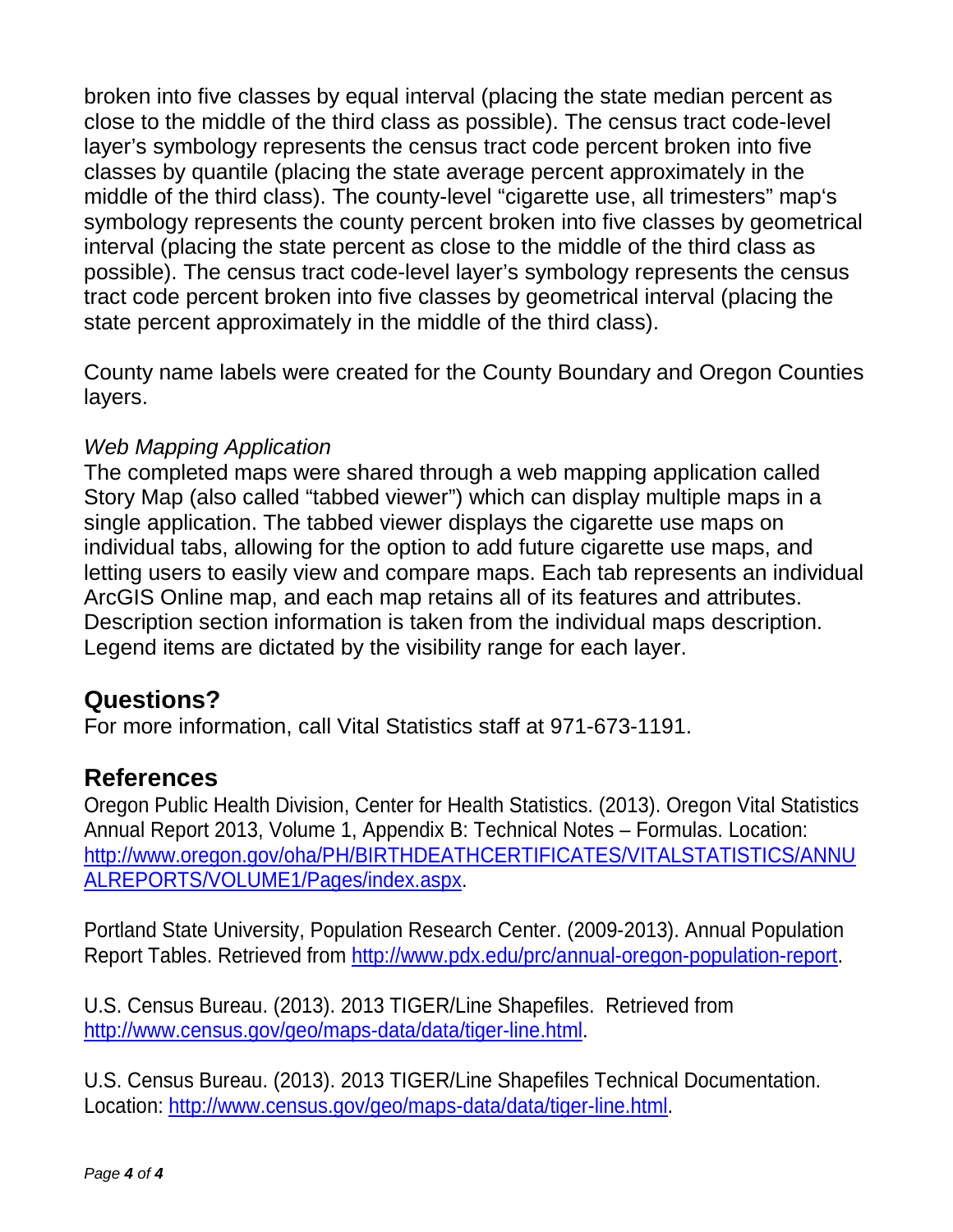broken into five classes by equal interval (placing the state median percent as close to the middle of the third class as possible). The census tract code-level layer's symbology represents the census tract code percent broken into five classes by quantile (placing the state average percent approximately in the middle of the third class). The county-level "cigarette use, all trimesters" map's symbology represents the county percent broken into five classes by geometrical interval (placing the state percent as close to the middle of the third class as possible). The census tract code-level layer's symbology represents the census tract code percent broken into five classes by geometrical interval (placing the state percent approximately in the middle of the third class).

County name labels were created for the County Boundary and Oregon Counties layers.

*Web Mapping Application*

The completed maps were shared through a web mapping application called Story Map (also called "tabbed viewer") which can display multiple maps in a single application. The tabbed viewer displays the cigarette use maps on individual tabs, allowing for the option to add future cigarette use maps, and letting users to easily view and compare maps. Each tab represents an individual ArcGIS Online map, and each map retains all of its features and attributes. Description section information is taken from the individual maps description. Legend items are dictated by the visibility range for each layer.

## Questions?

For more information, call Vital Statistics staff at 971-673-1191.

## References

Oregon Public Health Division, Center for Health Statistics. (2013). Oregon Vital Statistics Annual Report 2013, Volume 1, Appendix B: Technical Notes – Formulas. Location: [http://www.oregon.gov/oha/PH/BIRTHDEATHCERTIFICATES/VITALSTATISTICS/ANNUALREPORTS/VOLUME1/Pages/index.aspx](http://www.oregon.gov/oha/PH/BIRTHDEATHCERTIFICATES/VITALSTATISTICS/ANNUALREPORTS/VOLUME1/Pages/index.aspx).

Portland State University, Population Research Center. (2009-2013). Annual Population Report Tables. Retrieved from [http://www.pdx.edu/prc/annual-oregon-population-report](http://www.pdx.edu/prc/annual-oregon-population-report).

U.S. Census Bureau. (2013). 2013 TIGER/Line Shapefiles. Retrieved from [http://www.census.gov/geo/maps-data/data/tiger-line.html](http://www.census.gov/geo/maps-data/data/tiger-line.html).

U.S. Census Bureau. (2013). 2013 TIGER/Line Shapefiles Technical Documentation. Location: [http://www.census.gov/geo/maps-data/data/tiger-line.html](http://www.census.gov/geo/maps-data/data/tiger-line.html).